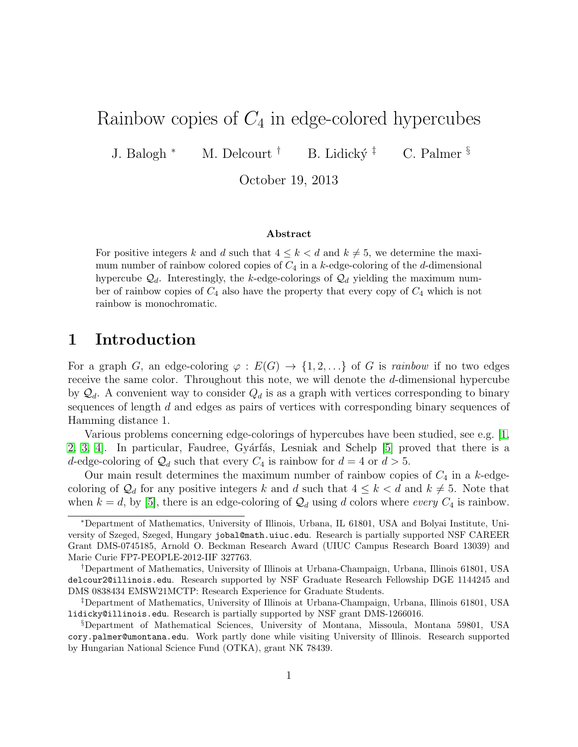# Rainbow copies of $C_4$ in edge-colored hypercubes

J. Balogh * M. Delcourt † B. Lidický ‡ C. Palmer §

October 19, 2013

### Abstract

For positive integers $k$ and $d$ such that $4 \leq k < d$ and $k \neq 5$, we determine the maximum number of rainbow colored copies of $C_4$ in a $k$-edge-coloring of the $d$-dimensional hypercube $\mathcal{Q}_d$. Interestingly, the $k$-edge-colorings of $\mathcal{Q}_d$ yielding the maximum number of rainbow copies of $C_4$ also have the property that every copy of $C_4$ which is not rainbow is monochromatic.

## 1 Introduction

For a graph $G$, an edge-coloring $\varphi : E(G) \to \{1, 2, \dots\}$ of $G$ is *rainbow* if no two edges receive the same color. Throughout this note, we will denote the $d$-dimensional hypercube by $\mathcal{Q}_d$. A convenient way to consider $Q_d$ is as a graph with vertices corresponding to binary sequences of length $d$ and edges as pairs of vertices with corresponding binary sequences of Hamming distance 1.

Various problems concerning edge-colorings of hypercubes have been studied, see e.g. [1, 2, 3, 4]. In particular, Faudree, Gyárfás, Lesniak and Schelp [5] proved that there is a $d$-edge-coloring of $\mathcal{Q}_d$ such that every $C_4$ is rainbow for $d = 4$ or $d > 5$.

Our main result determines the maximum number of rainbow copies of $C_4$ in a $k$-edge-coloring of $\mathcal{Q}_d$ for any positive integers $k$ and $d$ such that $4 \leq k < d$ and $k \neq 5$. Note that when $k = d$, by [5], there is an edge-coloring of $\mathcal{Q}_d$ using $d$ colors where *every* $C_4$ is rainbow.

---

*Department of Mathematics, University of Illinois, Urbana, IL 61801, USA and Bolyai Institute, University of Szeged, Szeged, Hungary jobal@math.uiuc.edu. Research is partially supported NSF CAREER Grant DMS-0745185, Arnold O. Beckman Research Award (UIUC Campus Research Board 13039) and Marie Curie FP7-PEOPLE-2012-IIF 327763.

†Department of Mathematics, University of Illinois at Urbana-Champaign, Urbana, Illinois 61801, USA delcour2@illinois.edu. Research supported by NSF Graduate Research Fellowship DGE 1144245 and DMS 0838434 EMSW21MCTP: Research Experience for Graduate Students.

‡Department of Mathematics, University of Illinois at Urbana-Champaign, Urbana, Illinois 61801, USA lidicky@illinois.edu. Research is partially supported by NSF grant DMS-1266016.

§Department of Mathematical Sciences, University of Montana, Missoula, Montana 59801, USA cory.palmer@umontana.edu. Work partly done while visiting University of Illinois. Research supported by Hungarian National Science Fund (OTKA), grant NK 78439.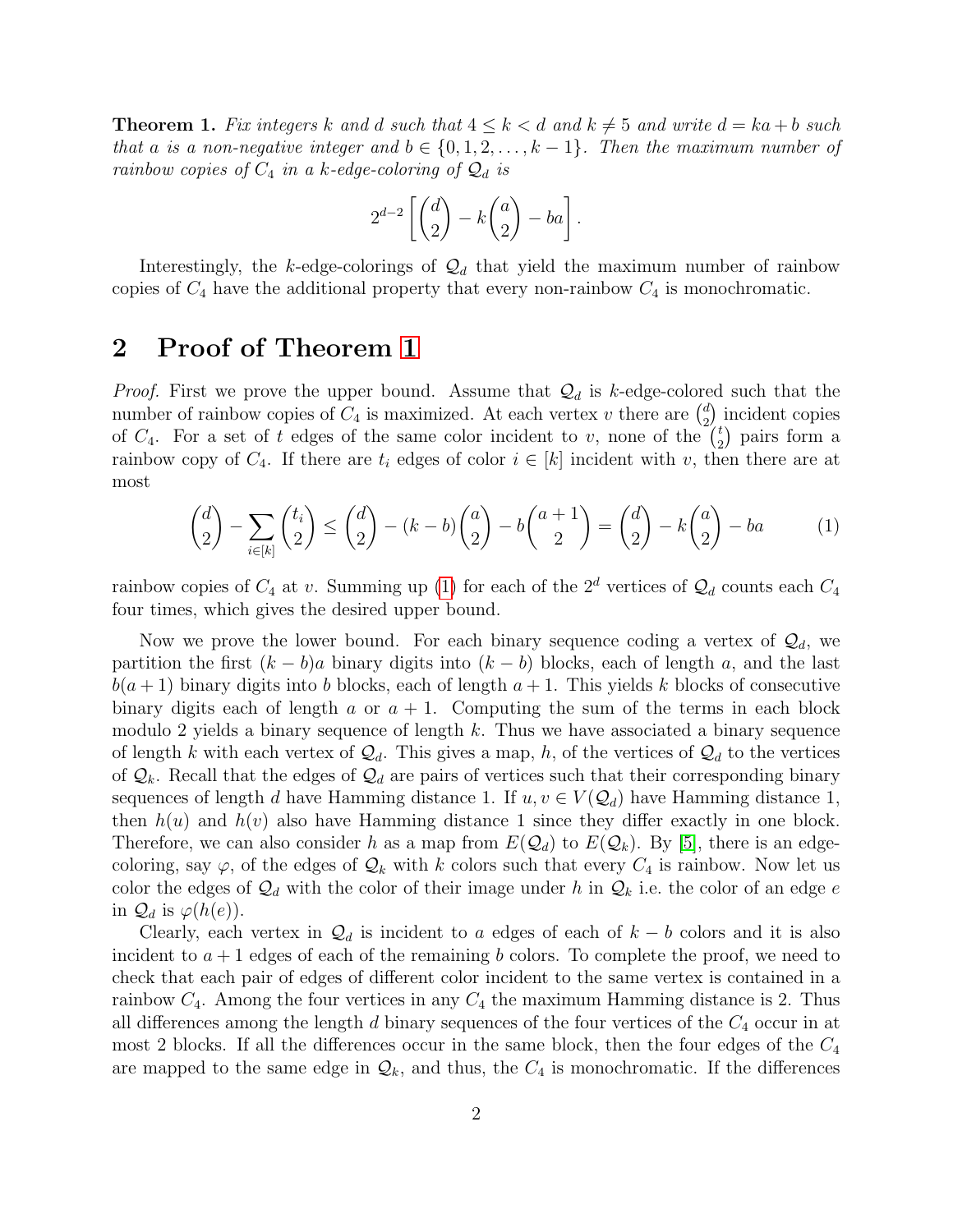**Theorem 1.** *Fix integers $k$ and $d$ such that $4 \le k < d$ and $k \ne 5$ and write $d = ka + b$ such that $a$ is a non-negative integer and $b \in \{0, 1, 2, \dots, k-1\}$. Then the maximum number of rainbow copies of $C_4$ in a $k$-edge-coloring of $\mathcal{Q}_d$ is*

$$2^{d-2}\left[\binom{d}{2} - k\binom{a}{2} - ba\right].$$

Interestingly, the $k$-edge-colorings of $\mathcal{Q}_d$ that yield the maximum number of rainbow copies of $C_4$ have the additional property that every non-rainbow $C_4$ is monochromatic.

## 2 Proof of Theorem 1

*Proof.* First we prove the upper bound. Assume that $\mathcal{Q}_d$ is $k$-edge-colored such that the number of rainbow copies of $C_4$ is maximized. At each vertex $v$ there are $\binom{d}{2}$ incident copies of $C_4$. For a set of $t$ edges of the same color incident to $v$, none of the $\binom{t}{2}$ pairs form a rainbow copy of $C_4$. If there are $t_i$ edges of color $i \in [k]$ incident with $v$, then there are at most

$$\binom{d}{2} - \sum_{i\in[k]}\binom{t_i}{2} \le \binom{d}{2} - (k-b)\binom{a}{2} - b\binom{a+1}{2} = \binom{d}{2} - k\binom{a}{2} - ba \tag{1}$$

rainbow copies of $C_4$ at $v$. Summing up (1) for each of the $2^d$ vertices of $\mathcal{Q}_d$ counts each $C_4$ four times, which gives the desired upper bound.

Now we prove the lower bound. For each binary sequence coding a vertex of $\mathcal{Q}_d$, we partition the first $(k-b)a$ binary digits into $(k-b)$ blocks, each of length $a$, and the last $b(a+1)$ binary digits into $b$ blocks, each of length $a+1$. This yields $k$ blocks of consecutive binary digits each of length $a$ or $a+1$. Computing the sum of the terms in each block modulo 2 yields a binary sequence of length $k$. Thus we have associated a binary sequence of length $k$ with each vertex of $\mathcal{Q}_d$. This gives a map, $h$, of the vertices of $\mathcal{Q}_d$ to the vertices of $\mathcal{Q}_k$. Recall that the edges of $\mathcal{Q}_d$ are pairs of vertices such that their corresponding binary sequences of length $d$ have Hamming distance 1. If $u, v \in V(\mathcal{Q}_d)$ have Hamming distance 1, then $h(u)$ and $h(v)$ also have Hamming distance 1 since they differ exactly in one block. Therefore, we can also consider $h$ as a map from $E(\mathcal{Q}_d)$ to $E(\mathcal{Q}_k)$. By [5], there is an edge-coloring, say $\varphi$, of the edges of $\mathcal{Q}_k$ with $k$ colors such that every $C_4$ is rainbow. Now let us color the edges of $\mathcal{Q}_d$ with the color of their image under $h$ in $\mathcal{Q}_k$ i.e. the color of an edge $e$ in $\mathcal{Q}_d$ is $\varphi(h(e))$.

Clearly, each vertex in $\mathcal{Q}_d$ is incident to $a$ edges of each of $k-b$ colors and it is also incident to $a+1$ edges of each of the remaining $b$ colors. To complete the proof, we need to check that each pair of edges of different color incident to the same vertex is contained in a rainbow $C_4$. Among the four vertices in any $C_4$ the maximum Hamming distance is 2. Thus all differences among the length $d$ binary sequences of the four vertices of the $C_4$ occur in at most 2 blocks. If all the differences occur in the same block, then the four edges of the $C_4$ are mapped to the same edge in $\mathcal{Q}_k$, and thus, the $C_4$ is monochromatic. If the differences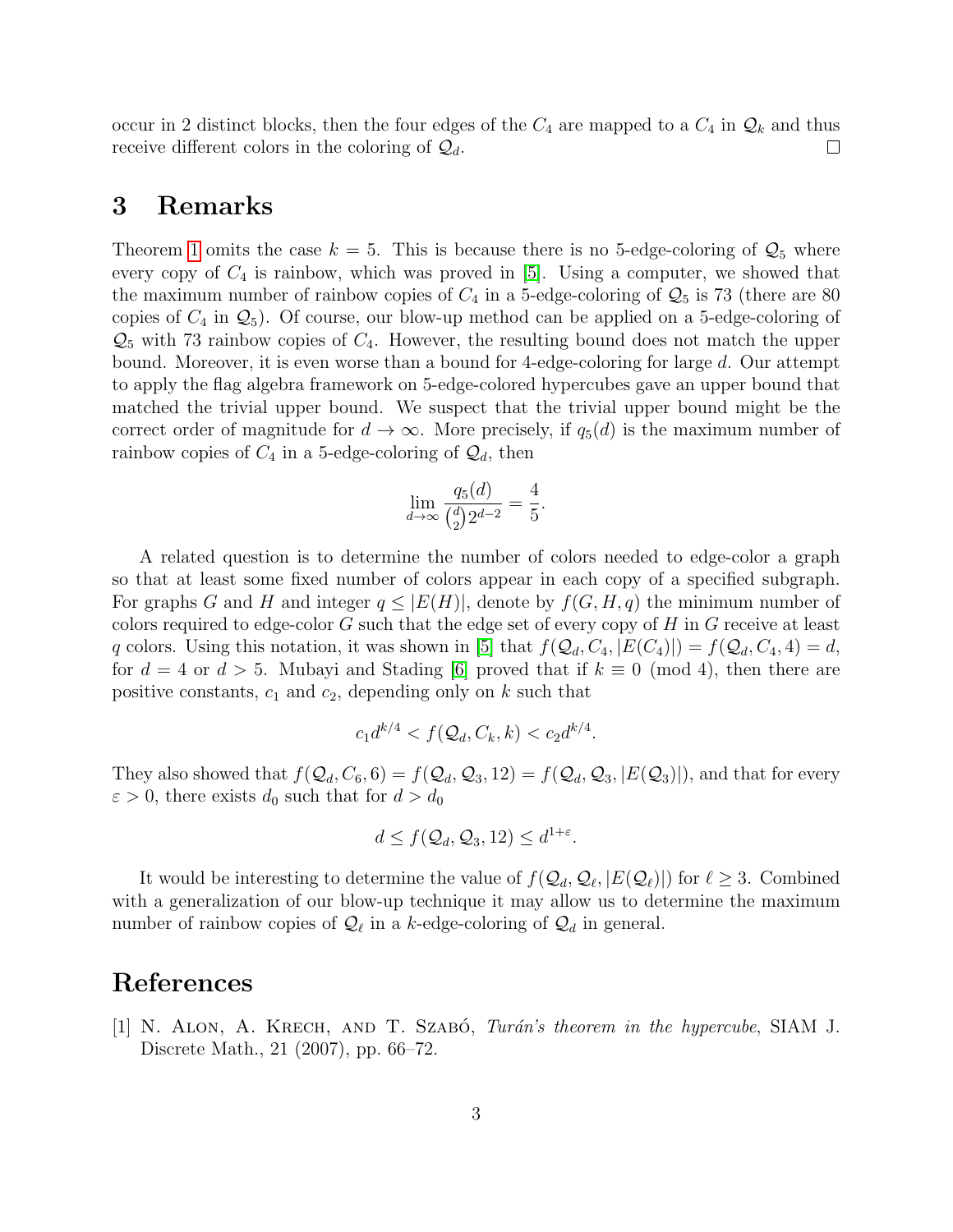occur in 2 distinct blocks, then the four edges of the $C_4$ are mapped to a $C_4$ in $\mathcal{Q}_k$ and thus receive different colors in the coloring of $\mathcal{Q}_d$. □

## 3 Remarks

Theorem 1 omits the case $k = 5$. This is because there is no 5-edge-coloring of $\mathcal{Q}_5$ where every copy of $C_4$ is rainbow, which was proved in [5]. Using a computer, we showed that the maximum number of rainbow copies of $C_4$ in a 5-edge-coloring of $\mathcal{Q}_5$ is 73 (there are 80 copies of $C_4$ in $\mathcal{Q}_5$). Of course, our blow-up method can be applied on a 5-edge-coloring of $\mathcal{Q}_5$ with 73 rainbow copies of $C_4$. However, the resulting bound does not match the upper bound. Moreover, it is even worse than a bound for 4-edge-coloring for large $d$. Our attempt to apply the flag algebra framework on 5-edge-colored hypercubes gave an upper bound that matched the trivial upper bound. We suspect that the trivial upper bound might be the correct order of magnitude for $d \to \infty$. More precisely, if $q_5(d)$ is the maximum number of rainbow copies of $C_4$ in a 5-edge-coloring of $\mathcal{Q}_d$, then

$$\lim_{d\to\infty} \frac{q_5(d)}{\binom{d}{2}2^{d-2}} = \frac{4}{5}.$$

A related question is to determine the number of colors needed to edge-color a graph so that at least some fixed number of colors appear in each copy of a specified subgraph. For graphs $G$ and $H$ and integer $q \leq |E(H)|$, denote by $f(G, H, q)$ the minimum number of colors required to edge-color $G$ such that the edge set of every copy of $H$ in $G$ receive at least $q$ colors. Using this notation, it was shown in [5] that $f(\mathcal{Q}_d, C_4, |E(C_4)|) = f(\mathcal{Q}_d, C_4, 4) = d$, for $d = 4$ or $d > 5$. Mubayi and Stading [6] proved that if $k \equiv 0 \pmod 4$, then there are positive constants, $c_1$ and $c_2$, depending only on $k$ such that

$$c_1 d^{k/4} < f(\mathcal{Q}_d, C_k, k) < c_2 d^{k/4}.$$

They also showed that $f(\mathcal{Q}_d, C_6, 6) = f(\mathcal{Q}_d, \mathcal{Q}_3, 12) = f(\mathcal{Q}_d, \mathcal{Q}_3, |E(\mathcal{Q}_3)|)$, and that for every $\varepsilon > 0$, there exists $d_0$ such that for $d > d_0$

$$d \leq f(\mathcal{Q}_d, \mathcal{Q}_3, 12) \leq d^{1+\varepsilon}.$$

It would be interesting to determine the value of $f(\mathcal{Q}_d, \mathcal{Q}_\ell, |E(\mathcal{Q}_\ell)|)$ for $\ell \geq 3$. Combined with a generalization of our blow-up technique it may allow us to determine the maximum number of rainbow copies of $\mathcal{Q}_\ell$ in a $k$-edge-coloring of $\mathcal{Q}_d$ in general.

## References

[1] N. Alon, A. Krech, and T. Szabó, *Turán's theorem in the hypercube*, SIAM J. Discrete Math., 21 (2007), pp. 66–72.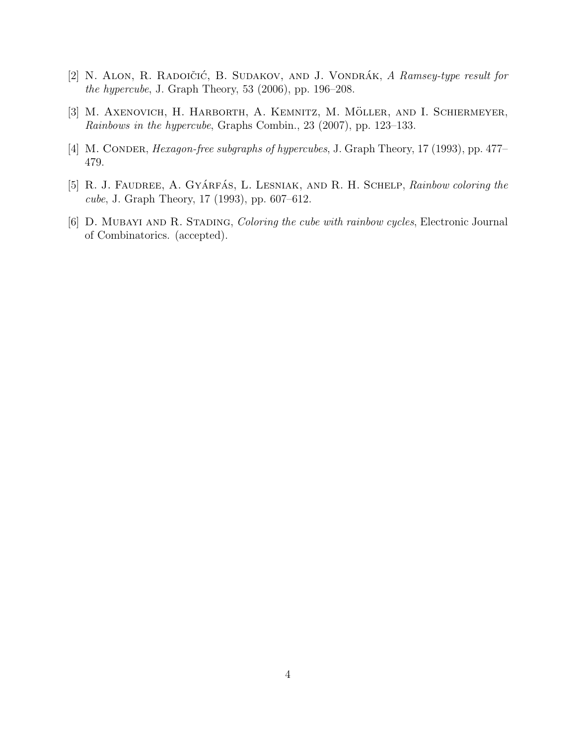[2] N. Alon, R. Radoičić, B. Sudakov, and J. Vondrák, *A Ramsey-type result for the hypercube*, J. Graph Theory, 53 (2006), pp. 196–208.

[3] M. Axenovich, H. Harborth, A. Kemnitz, M. Möller, and I. Schiermeyer, *Rainbows in the hypercube*, Graphs Combin., 23 (2007), pp. 123–133.

[4] M. Conder, *Hexagon-free subgraphs of hypercubes*, J. Graph Theory, 17 (1993), pp. 477–479.

[5] R. J. Faudree, A. Gyárfás, L. Lesniak, and R. H. Schelp, *Rainbow coloring the cube*, J. Graph Theory, 17 (1993), pp. 607–612.

[6] D. Mubayi and R. Stading, *Coloring the cube with rainbow cycles*, Electronic Journal of Combinatorics. (accepted).